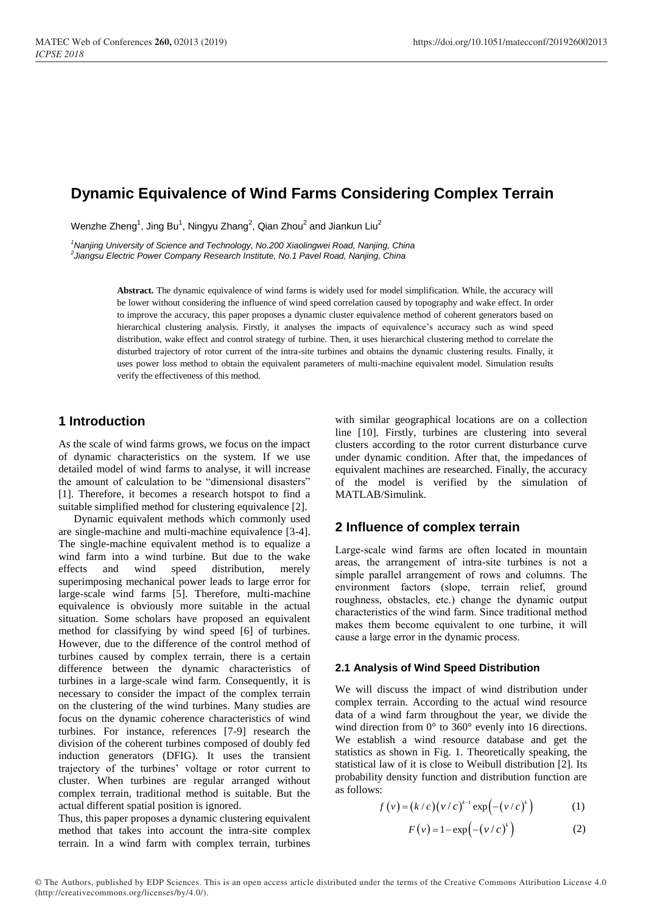# Dynamic Equivalence of Wind Farms Considering Complex Terrain

Wenzhe Zheng[1], Jing Bu[1], Ningyu Zhang[2], Qian Zhou[2] and Jiankun Liu[2]

[1]*Nanjing University of Science and Technology, No.200 Xiaolingwei Road, Nanjing, China*
[2]*Jiangsu Electric Power Company Research Institute, No.1 Pavel Road, Nanjing, China*

**Abstract.** The dynamic equivalence of wind farms is widely used for model simplification. While, the accuracy will be lower without considering the influence of wind speed correlation caused by topography and wake effect. In order to improve the accuracy, this paper proposes a dynamic cluster equivalence method of coherent generators based on hierarchical clustering analysis. Firstly, it analyses the impacts of equivalence's accuracy such as wind speed distribution, wake effect and control strategy of turbine. Then, it uses hierarchical clustering method to correlate the disturbed trajectory of rotor current of the intra-site turbines and obtains the dynamic clustering results. Finally, it uses power loss method to obtain the equivalent parameters of multi-machine equivalent model. Simulation results verify the effectiveness of this method.

## 1 Introduction

As the scale of wind farms grows, we focus on the impact of dynamic characteristics on the system. If we use detailed model of wind farms to analyse, it will increase the amount of calculation to be "dimensional disasters" [1]. Therefore, it becomes a research hotspot to find a suitable simplified method for clustering equivalence [2].

Dynamic equivalent methods which commonly used are single-machine and multi-machine equivalence [3-4]. The single-machine equivalent method is to equalize a wind farm into a wind turbine. But due to the wake effects and wind speed distribution, merely superimposing mechanical power leads to large error for large-scale wind farms [5]. Therefore, multi-machine equivalence is obviously more suitable in the actual situation. Some scholars have proposed an equivalent method for classifying by wind speed [6] of turbines. However, due to the difference of the control method of turbines caused by complex terrain, there is a certain difference between the dynamic characteristics of turbines in a large-scale wind farm. Consequently, it is necessary to consider the impact of the complex terrain on the clustering of the wind turbines. Many studies are focus on the dynamic coherence characteristics of wind turbines. For instance, references [7-9] research the division of the coherent turbines composed of doubly fed induction generators (DFIG). It uses the transient trajectory of the turbines' voltage or rotor current to cluster. When turbines are regular arranged without complex terrain, traditional method is suitable. But the actual different spatial position is ignored.

Thus, this paper proposes a dynamic clustering equivalent method that takes into account the intra-site complex terrain. In a wind farm with complex terrain, turbines with similar geographical locations are on a collection line [10]. Firstly, turbines are clustering into several clusters according to the rotor current disturbance curve under dynamic condition. After that, the impedances of equivalent machines are researched. Finally, the accuracy of the model is verified by the simulation of MATLAB/Simulink.

## 2 Influence of complex terrain

Large-scale wind farms are often located in mountain areas, the arrangement of intra-site turbines is not a simple parallel arrangement of rows and columns. The environment factors (slope, terrain relief, ground roughness, obstacles, etc.) change the dynamic output characteristics of the wind farm. Since traditional method makes them become equivalent to one turbine, it will cause a large error in the dynamic process.

### 2.1 Analysis of Wind Speed Distribution

We will discuss the impact of wind distribution under complex terrain. According to the actual wind resource data of a wind farm throughout the year, we divide the wind direction from 0° to 360° evenly into 16 directions. We establish a wind resource database and get the statistics as shown in Fig. 1. Theoretically speaking, the statistical law of it is close to Weibull distribution [2]. Its probability density function and distribution function are as follows:

$$f(v) = (k/c)(v/c)^{k-1}\exp\left(-(v/c)^k\right) \tag{1}$$

$$F(v) = 1 - \exp\left(-(v/c)^k\right) \tag{2}$$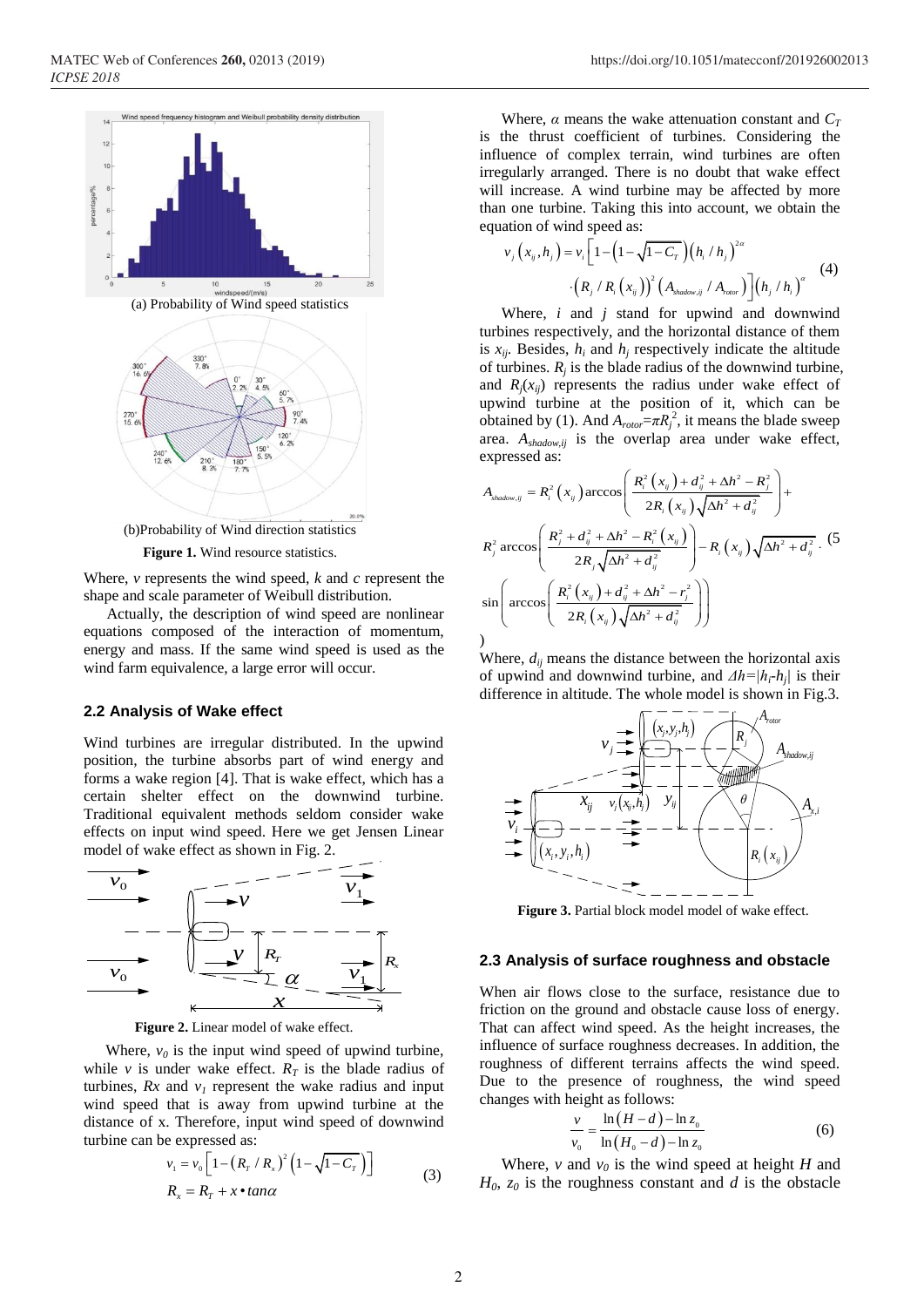Wind speed frequency histogram and Weibull probability density distribution

percentage/%

windspeed/(m/s)

(a) Probability of Wind speed statistics

330° 7.8%
300° 16.6%
0° 2.2%
30° 4.5%
60° 5.7%
90° 7.4%
270° 15.6%
120° 6.2%
240° 12.6%
150° 5.5%
210° 8.3%
180° 7.7%

(b)Probability of Wind direction statistics

**Figure 1.** Wind resource statistics.

Where, $v$ represents the wind speed, $k$ and $c$ represent the shape and scale parameter of Weibull distribution.

Actually, the description of wind speed are nonlinear equations composed of the interaction of momentum, energy and mass. If the same wind speed is used as the wind farm equivalence, a large error will occur.

## 2.2 Analysis of Wake effect

Wind turbines are irregular distributed. In the upwind position, the turbine absorbs part of wind energy and forms a wake region [4]. That is wake effect, which has a certain shelter effect on the downwind turbine. Traditional equivalent methods seldom consider wake effects on input wind speed. Here we get Jensen Linear model of wake effect as shown in Fig. 2.

**Figure 2.** Linear model of wake effect.

Where, $v_0$ is the input wind speed of upwind turbine, while $v$ is under wake effect. $R_T$ is the blade radius of turbines, $Rx$ and $v_1$ represent the wake radius and input wind speed that is away from upwind turbine at the distance of x. Therefore, input wind speed of downwind turbine can be expressed as:

$$v_1 = v_0\left[1-\left(R_T/R_x\right)^2\left(1-\sqrt{1-C_T}\right)\right]$$
$$R_x = R_T + x\bullet tan\alpha \tag{3}$$

Where, $\alpha$ means the wake attenuation constant and $C_T$ is the thrust coefficient of turbines. Considering the influence of complex terrain, wind turbines are often irregularly arranged. There is no doubt that wake effect will increase. A wind turbine may be affected by more than one turbine. Taking this into account, we obtain the equation of wind speed as:

$$v_j\left(x_{ij},h_j\right) = v_i\left[1-\left(1-\sqrt{1-C_T}\right)\left(h_i/h_j\right)^{2\alpha} \cdot\left(R_j/R_i\left(x_{ij}\right)\right)^2\left(A_{shadow,ij}/A_{rotor}\right)\right]\left(h_j/h_i\right)^{\alpha} \tag{4}$$

Where, $i$ and $j$ stand for upwind and downwind turbines respectively, and the horizontal distance of them is $x_{ij}$. Besides, $h_i$ and $h_j$ respectively indicate the altitude of turbines. $R_j$ is the blade radius of the downwind turbine, and $R_j(x_{ij})$ represents the radius under wake effect of upwind turbine at the position of it, which can be obtained by (1). And $A_{rotor}=\pi R_j^2$, it means the blade sweep area. $A_{shadow,ij}$ is the overlap area under wake effect, expressed as:

$$A_{shadow,ij} = R_i^2\left(x_{ij}\right)\arccos\left(\frac{R_i^2\left(x_{ij}\right)+d_{ij}^2+\Delta h^2-R_j^2}{2R_i\left(x_{ij}\right)\sqrt{\Delta h^2+d_{ij}^2}}\right)+ R_j^2\arccos\left(\frac{R_j^2+d_{ij}^2+\Delta h^2-R_i^2\left(x_{ij}\right)}{2R_j\sqrt{\Delta h^2+d_{ij}^2}}\right)-R_i\left(x_{ij}\right)\sqrt{\Delta h^2+d_{ij}^2}\cdot \sin\left(\arccos\left(\frac{R_i^2\left(x_{ij}\right)+d_{ij}^2+\Delta h^2-r_j^2}{2R_i\left(x_{ij}\right)\sqrt{\Delta h^2+d_{ij}^2}}\right)\right) \tag{5}$$

Where, $d_{ij}$ means the distance between the horizontal axis of upwind and downwind turbine, and $\Delta h=|h_i-h_j|$ is their difference in altitude. The whole model is shown in Fig.3.

**Figure 3.** Partial block model model of wake effect.

## 2.3 Analysis of surface roughness and obstacle

When air flows close to the surface, resistance due to friction on the ground and obstacle cause loss of energy. That can affect wind speed. As the height increases, the influence of surface roughness decreases. In addition, the roughness of different terrains affects the wind speed. Due to the presence of roughness, the wind speed changes with height as follows:

$$\frac{v}{v_0} = \frac{\ln\left(H-d\right)-\ln z_0}{\ln\left(H_0-d\right)-\ln z_0} \tag{6}$$

Where, $v$ and $v_0$ is the wind speed at height $H$ and $H_0$, $z_0$ is the roughness constant and $d$ is the obstacle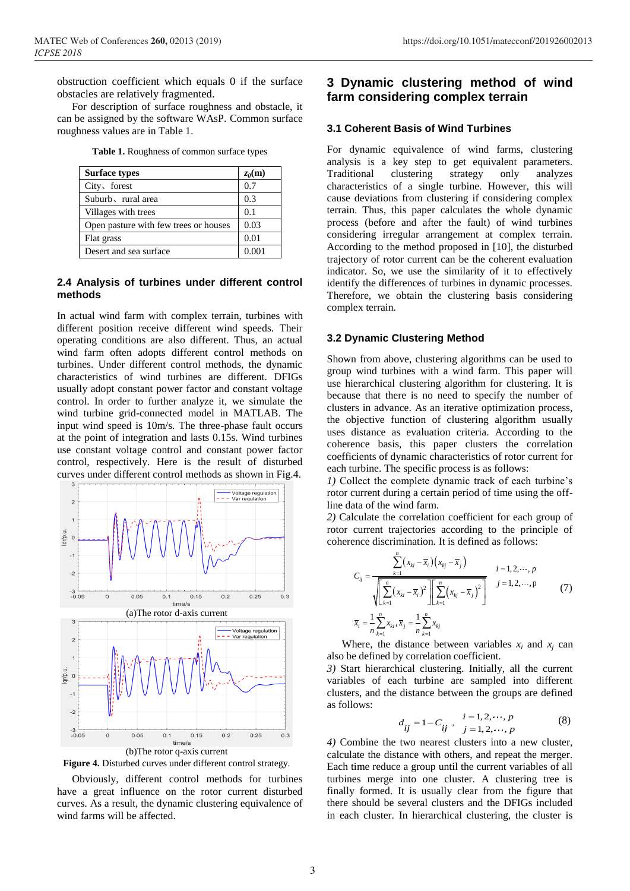obstruction coefficient which equals 0 if the surface obstacles are relatively fragmented.

For description of surface roughness and obstacle, it can be assigned by the software WAsP. Common surface roughness values are in Table 1.

**Table 1.** Roughness of common surface types

| Surface types | $z_0$(m) |
|---|---|
| City、forest | 0.7 |
| Suburb、rural area | 0.3 |
| Villages with trees | 0.1 |
| Open pasture with few trees or houses | 0.03 |
| Flat grass | 0.01 |
| Desert and sea surface | 0.001 |

### 2.4 Analysis of turbines under different control methods

In actual wind farm with complex terrain, turbines with different position receive different wind speeds. Their operating conditions are also different. Thus, an actual wind farm often adopts different control methods on turbines. Under different control methods, the dynamic characteristics of wind turbines are different. DFIGs usually adopt constant power factor and constant voltage control. In order to further analyze it, we simulate the wind turbine grid-connected model in MATLAB. The input wind speed is 10m/s. The three-phase fault occurs at the point of integration and lasts 0.15s. Wind turbines use constant voltage control and constant power factor control, respectively. Here is the result of disturbed curves under different control methods as shown in Fig.4.

Idr/p.u.
Voltage regulation
Var regulation
3
2
1
0
-1
-2
-3
-0.05
0
0.05
0.1
0.15
0.2
0.25
0.3
time/s

(a)The rotor d-axis current

Iqr/p.u.
Voltage regulation
Var regulation
3
2
1
0
-1
-2
-3
-0.05
0
0.05
0.1
0.15
0.2
0.25
0.3
time/s

(b)The rotor q-axis current

**Figure 4.** Disturbed curves under different control strategy.

Obviously, different control methods for turbines have a great influence on the rotor current disturbed curves. As a result, the dynamic clustering equivalence of wind farms will be affected.

## 3 Dynamic clustering method of wind farm considering complex terrain

### 3.1 Coherent Basis of Wind Turbines

For dynamic equivalence of wind farms, clustering analysis is a key step to get equivalent parameters. Traditional clustering strategy only analyzes characteristics of a single turbine. However, this will cause deviations from clustering if considering complex terrain. Thus, this paper calculates the whole dynamic process (before and after the fault) of wind turbines considering irregular arrangement at complex terrain. According to the method proposed in [10], the disturbed trajectory of rotor current can be the coherent evaluation indicator. So, we use the similarity of it to effectively identify the differences of turbines in dynamic processes. Therefore, we obtain the clustering basis considering complex terrain.

### 3.2 Dynamic Clustering Method

Shown from above, clustering algorithms can be used to group wind turbines with a wind farm. This paper will use hierarchical clustering algorithm for clustering. It is because that there is no need to specify the number of clusters in advance. As an iterative optimization process, the objective function of clustering algorithm usually uses distance as evaluation criteria. According to the coherence basis, this paper clusters the correlation coefficients of dynamic characteristics of rotor current for each turbine. The specific process is as follows:

*1)* Collect the complete dynamic track of each turbine's rotor current during a certain period of time using the off-line data of the wind farm.

*2)* Calculate the correlation coefficient for each group of rotor current trajectories according to the principle of coherence discrimination. It is defined as follows:

$$C_{ij}=\frac{\sum_{k=1}^{n}\left(x_{ki}-\bar{x}_i\right)\left(x_{kj}-\bar{x}_j\right)}{\sqrt{\left[\sum_{k=1}^{n}\left(x_{ki}-\bar{x}_i\right)^2\right]\left[\sum_{k=1}^{n}\left(x_{kj}-\bar{x}_j\right)^2\right]}}\qquad \begin{matrix} i=1,2,\cdots,p \\ j=1,2,\cdots,p \end{matrix} \tag{7}$$

$$\bar{x}_i=\frac{1}{n}\sum_{k=1}^{n}x_{ki},\ \bar{x}_j=\frac{1}{n}\sum_{k=1}^{n}x_{kj}$$

Where, the distance between variables $x_i$ and $x_j$ can also be defined by correlation coefficient.

*3)* Start hierarchical clustering. Initially, all the current variables of each turbine are sampled into different clusters, and the distance between the groups are defined as follows:

$$d_{ij}=1-C_{ij}\ ,\quad \begin{matrix} i=1,2,\cdots,p \\ j=1,2,\cdots,p \end{matrix} \tag{8}$$

*4)* Combine the two nearest clusters into a new cluster, calculate the distance with others, and repeat the merger. Each time reduce a group until the current variables of all turbines merge into one cluster. A clustering tree is finally formed. It is usually clear from the figure that there should be several clusters and the DFIGs included in each cluster. In hierarchical clustering, the cluster is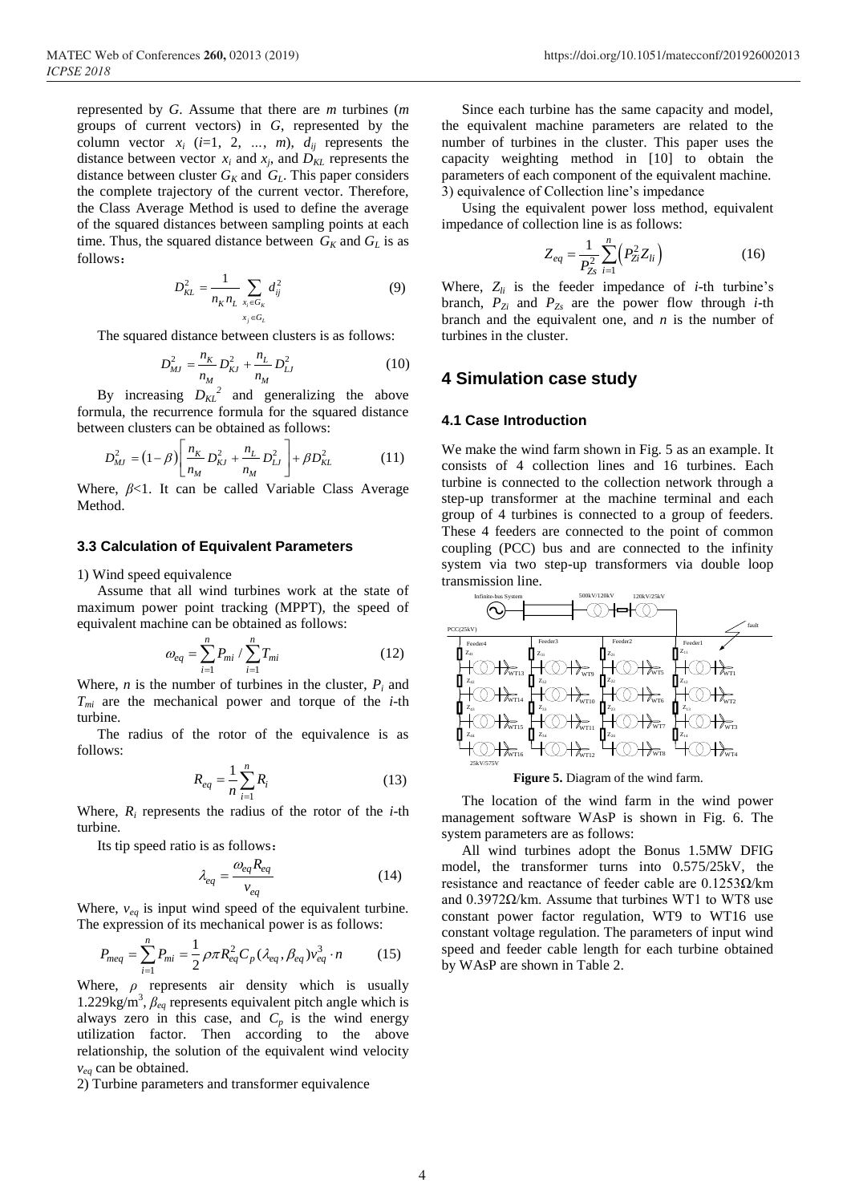represented by $G$. Assume that there are $m$ turbines ($m$ groups of current vectors) in $G$, represented by the column vector $x_i$ ($i$=1, 2, ..., $m$), $d_{ij}$ represents the distance between vector $x_i$ and $x_j$, and $D_{KL}$ represents the distance between cluster $G_K$ and $G_L$. This paper considers the complete trajectory of the current vector. Therefore, the Class Average Method is used to define the average of the squared distances between sampling points at each time. Thus, the squared distance between $G_K$ and $G_L$ is as follows：

$$D_{KL}^2 = \frac{1}{n_K n_L} \sum_{\substack{x_i \in G_K \\ x_j \in G_L}} d_{ij}^2 \tag{9}$$

The squared distance between clusters is as follows:

$$D_{MJ}^2 = \frac{n_K}{n_M} D_{KJ}^2 + \frac{n_L}{n_M} D_{LJ}^2 \tag{10}$$

By increasing $D_{KL}^2$ and generalizing the above formula, the recurrence formula for the squared distance between clusters can be obtained as follows:

$$D_{MJ}^2 = (1-\beta)\left[\frac{n_K}{n_M} D_{KJ}^2 + \frac{n_L}{n_M} D_{LJ}^2\right] + \beta D_{KL}^2 \tag{11}$$

Where, $\beta$<1. It can be called Variable Class Average Method.

### 3.3 Calculation of Equivalent Parameters

1) Wind speed equivalence

Assume that all wind turbines work at the state of maximum power point tracking (MPPT), the speed of equivalent machine can be obtained as follows:

$$\omega_{eq} = \sum_{i=1}^{n} P_{mi} / \sum_{i=1}^{n} T_{mi} \tag{12}$$

Where, $n$ is the number of turbines in the cluster, $P_i$ and $T_{mi}$ are the mechanical power and torque of the $i$-th turbine.

The radius of the rotor of the equivalence is as follows:

$$R_{eq} = \frac{1}{n} \sum_{i=1}^{n} R_i \tag{13}$$

Where, $R_i$ represents the radius of the rotor of the $i$-th turbine.

Its tip speed ratio is as follows：

$$\lambda_{eq} = \frac{\omega_{eq} R_{eq}}{v_{eq}} \tag{14}$$

Where, $v_{eq}$ is input wind speed of the equivalent turbine. The expression of its mechanical power is as follows:

$$P_{meq} = \sum_{i=1}^{n} P_{mi} = \frac{1}{2} \rho \pi R_{eq}^2 C_p(\lambda_{eq}, \beta_{eq}) v_{eq}^3 \cdot n \tag{15}$$

Where, $\rho$ represents air density which is usually 1.229kg/m$^3$, $\beta_{eq}$ represents equivalent pitch angle which is always zero in this case, and $C_p$ is the wind energy utilization factor. Then according to the above relationship, the solution of the equivalent wind velocity $v_{eq}$ can be obtained.

2) Turbine parameters and transformer equivalence

Since each turbine has the same capacity and model, the equivalent machine parameters are related to the number of turbines in the cluster. This paper uses the capacity weighting method in [10] to obtain the parameters of each component of the equivalent machine.

3) equivalence of Collection line's impedance

Using the equivalent power loss method, equivalent impedance of collection line is as follows:

$$Z_{eq} = \frac{1}{P_{Zs}^2} \sum_{i=1}^{n} \left(P_{Zi}^2 Z_{li}\right) \tag{16}$$

Where, $Z_{li}$ is the feeder impedance of $i$-th turbine's branch, $P_{Zi}$ and $P_{Zs}$ are the power flow through $i$-th branch and the equivalent one, and $n$ is the number of turbines in the cluster.

## 4 Simulation case study

### 4.1 Case Introduction

We make the wind farm shown in Fig. 5 as an example. It consists of 4 collection lines and 16 turbines. Each turbine is connected to the collection network through a step-up transformer at the machine terminal and each group of 4 turbines is connected to a group of feeders. These 4 feeders are connected to the point of common coupling (PCC) bus and are connected to the infinity system via two step-up transformers via double loop transmission line.

**Figure 5.** Diagram of the wind farm.

The location of the wind farm in the wind power management software WAsP is shown in Fig. 6. The system parameters are as follows:

All wind turbines adopt the Bonus 1.5MW DFIG model, the transformer turns into 0.575/25kV, the resistance and reactance of feeder cable are 0.1253Ω/km and 0.3972Ω/km. Assume that turbines WT1 to WT8 use constant power factor regulation, WT9 to WT16 use constant voltage regulation. The parameters of input wind speed and feeder cable length for each turbine obtained by WAsP are shown in Table 2.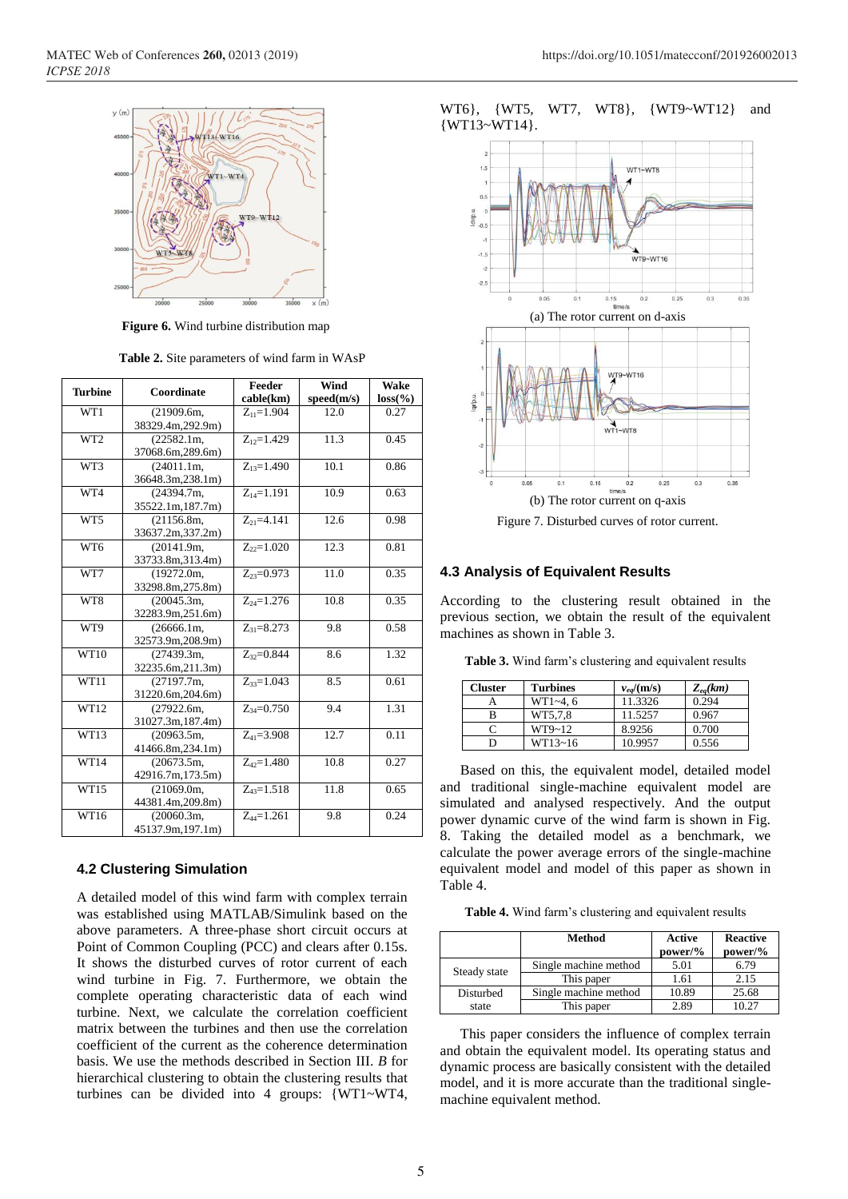y (m)

45000

40000

35000

30000

25000

20000 25000 30000 35000 x (m)

WT13~WT16

WT1~WT4

WT9~WT12

WT5~WT8

**Figure 6.** Wind turbine distribution map

**Table 2.** Site parameters of wind farm in WAsP

| Turbine | Coordinate | Feeder cable(km) | Wind speed(m/s) | Wake loss(%) |
|---|---|---|---|---|
| WT1 | (21909.6m, 38329.4m,292.9m) | $Z_{11}$=1.904 | 12.0 | 0.27 |
| WT2 | (22582.1m, 37068.6m,289.6m) | $Z_{12}$=1.429 | 11.3 | 0.45 |
| WT3 | (24011.1m, 36648.3m,238.1m) | $Z_{13}$=1.490 | 10.1 | 0.86 |
| WT4 | (24394.7m, 35522.1m,187.7m) | $Z_{14}$=1.191 | 10.9 | 0.63 |
| WT5 | (21156.8m, 33637.2m,337.2m) | $Z_{21}$=4.141 | 12.6 | 0.98 |
| WT6 | (20141.9m, 33733.8m,313.4m) | $Z_{22}$=1.020 | 12.3 | 0.81 |
| WT7 | (19272.0m, 33298.8m,275.8m) | $Z_{23}$=0.973 | 11.0 | 0.35 |
| WT8 | (20045.3m, 32283.9m,251.6m) | $Z_{24}$=1.276 | 10.8 | 0.35 |
| WT9 | (26666.1m, 32573.9m,208.9m) | $Z_{31}$=8.273 | 9.8 | 0.58 |
| WT10 | (27439.3m, 32235.6m,211.3m) | $Z_{32}$=0.844 | 8.6 | 1.32 |
| WT11 | (27197.7m, 31220.6m,204.6m) | $Z_{33}$=1.043 | 8.5 | 0.61 |
| WT12 | (27922.6m, 31027.3m,187.4m) | $Z_{34}$=0.750 | 9.4 | 1.31 |
| WT13 | (20963.5m, 41466.8m,234.1m) | $Z_{41}$=3.908 | 12.7 | 0.11 |
| WT14 | (20673.5m, 42916.7m,173.5m) | $Z_{42}$=1.480 | 10.8 | 0.27 |
| WT15 | (21069.0m, 44381.4m,209.8m) | $Z_{43}$=1.518 | 11.8 | 0.65 |
| WT16 | (20060.3m, 45137.9m,197.1m) | $Z_{44}$=1.261 | 9.8 | 0.24 |

### 4.2 Clustering Simulation

A detailed model of this wind farm with complex terrain was established using MATLAB/Simulink based on the above parameters. A three-phase short circuit occurs at Point of Common Coupling (PCC) and clears after 0.15s. It shows the disturbed curves of rotor current of each wind turbine in Fig. 7. Furthermore, we obtain the complete operating characteristic data of each wind turbine. Next, we calculate the correlation coefficient matrix between the turbines and then use the correlation coefficient of the current as the coherence determination basis. We use the methods described in Section III. *B* for hierarchical clustering to obtain the clustering results that turbines can be divided into 4 groups: {WT1~WT4, WT6}, {WT5, WT7, WT8}, {WT9~WT12} and {WT13~WT14}.

WT1~WT8

WT9~WT16

time/s

(a) The rotor current on d-axis

WT9~WT16

WT1~WT8

time/s

(b) The rotor current on q-axis

Figure 7. Disturbed curves of rotor current.

### 4.3 Analysis of Equivalent Results

According to the clustering result obtained in the previous section, we obtain the result of the equivalent machines as shown in Table 3.

**Table 3.** Wind farm's clustering and equivalent results

| Cluster | Turbines | $v_{eq}$/(m/s) | $Z_{eq}$(km) |
|---|---|---|---|
| A | WT1~4, 6 | 11.3326 | 0.294 |
| B | WT5,7,8 | 11.5257 | 0.967 |
| C | WT9~12 | 8.9256 | 0.700 |
| D | WT13~16 | 10.9957 | 0.556 |

Based on this, the equivalent model, detailed model and traditional single-machine equivalent model are simulated and analysed respectively. And the output power dynamic curve of the wind farm is shown in Fig. 8. Taking the detailed model as a benchmark, we calculate the power average errors of the single-machine equivalent model and model of this paper as shown in Table 4.

**Table 4.** Wind farm's clustering and equivalent results

| | Method | Active power/% | Reactive power/% |
|---|---|---|---|
| Steady state | Single machine method | 5.01 | 6.79 |
| | This paper | 1.61 | 2.15 |
| Disturbed state | Single machine method | 10.89 | 25.68 |
| | This paper | 2.89 | 10.27 |

This paper considers the influence of complex terrain and obtain the equivalent model. Its operating status and dynamic process are basically consistent with the detailed model, and it is more accurate than the traditional single-machine equivalent method.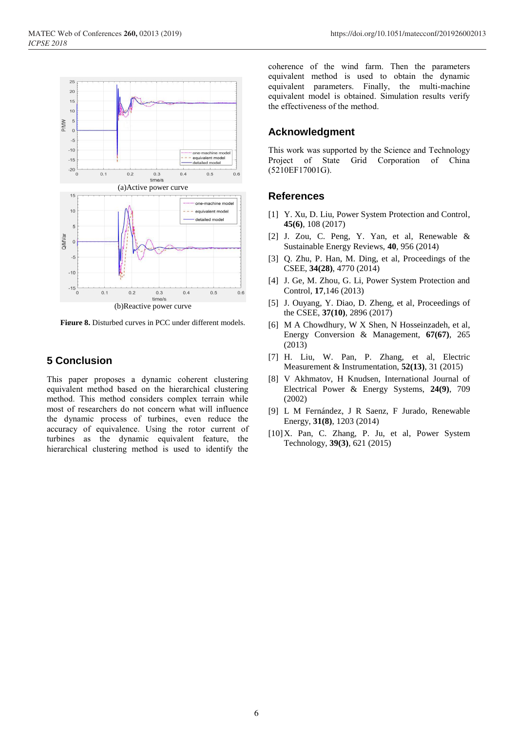25
20
15
10
5
0
-5
-10
-15
-20
P/MW
0 0.1 0.2 0.3 0.4 0.5 0.6
time/s
one-machine model
equivalent model
detailed model

(a)Active power curve

15
10
5
0
-5
-10
-15
Q/MVar
0 0.1 0.2 0.3 0.4 0.5 0.6
time/s
one-machine model
equivalent model
detailed model

(b)Reactive power curve

**Figure 8.** Disturbed curves in PCC under different models.

## 5 Conclusion

This paper proposes a dynamic coherent clustering equivalent method based on the hierarchical clustering method. This method considers complex terrain while most of researchers do not concern what will influence the dynamic process of turbines, even reduce the accuracy of equivalence. Using the rotor current of turbines as the dynamic equivalent feature, the hierarchical clustering method is used to identify the coherence of the wind farm. Then the parameters equivalent method is used to obtain the dynamic equivalent parameters. Finally, the multi-machine equivalent model is obtained. Simulation results verify the effectiveness of the method.

## Acknowledgment

This work was supported by the Science and Technology Project of State Grid Corporation of China (5210EF17001G).

## References

[1] Y. Xu, D. Liu, Power System Protection and Control, **45(6)**, 108 (2017)

[2] J. Zou, C. Peng, Y. Yan, et al, Renewable & Sustainable Energy Reviews, **40**, 956 (2014)

[3] Q. Zhu, P. Han, M. Ding, et al, Proceedings of the CSEE, **34(28)**, 4770 (2014)

[4] J. Ge, M. Zhou, G. Li, Power System Protection and Control, **17**,146 (2013)

[5] J. Ouyang, Y. Diao, D. Zheng, et al, Proceedings of the CSEE, **37(10)**, 2896 (2017)

[6] M A Chowdhury, W X Shen, N Hosseinzadeh, et al, Energy Conversion & Management, **67(67)**, 265 (2013)

[7] H. Liu, W. Pan, P. Zhang, et al, Electric Measurement & Instrumentation, **52(13)**, 31 (2015)

[8] V Akhmatov, H Knudsen, International Journal of Electrical Power & Energy Systems, **24(9)**, 709 (2002)

[9] L M Fernández, J R Saenz, F Jurado, Renewable Energy, **31(8)**, 1203 (2014)

[10] X. Pan, C. Zhang, P. Ju, et al, Power System Technology, **39(3)**, 621 (2015)